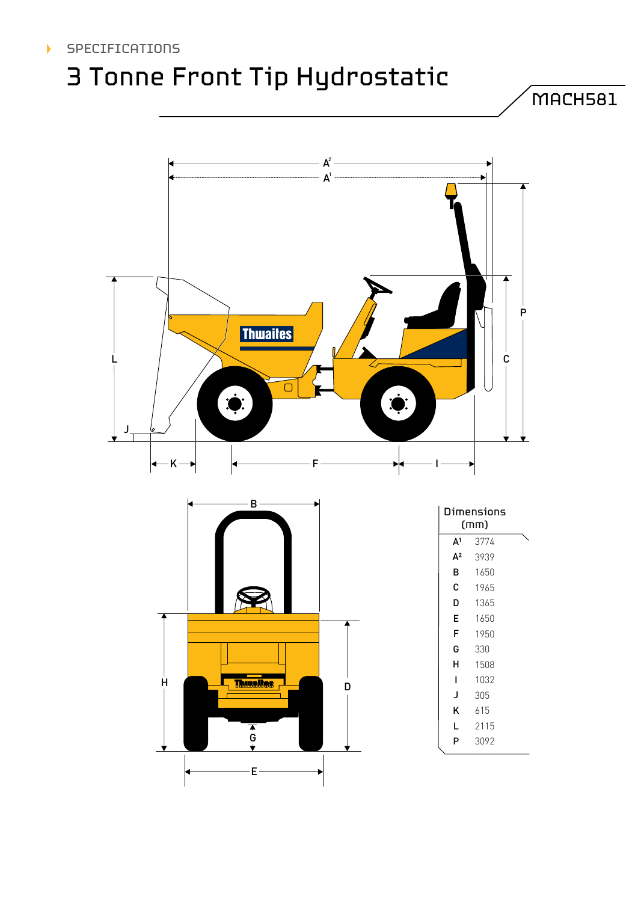SPECIFICATIONS

# 3 Tonne Front Tip Hydrostatic

MACH581

| Dimensions (mm) | |
|---|---|
| $A^1$ | 3774 |
| $A^2$ | 3939 |
| B | 1650 |
| C | 1965 |
| D | 1365 |
| E | 1650 |
| F | 1950 |
| G | 330 |
| H | 1508 |
| I | 1032 |
| J | 305 |
| K | 615 |
| L | 2115 |
| P | 3092 |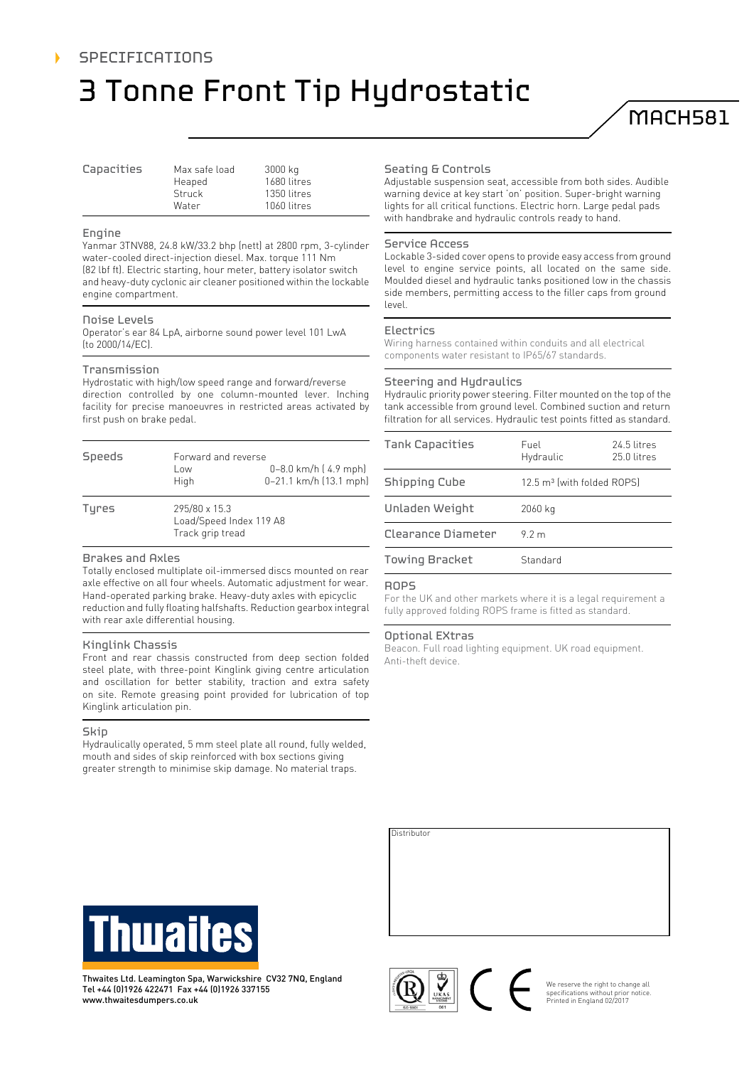SPECIFICATIONS

# 3 Tonne Front Tip Hydrostatic

## MACH581

| | | |
|---|---|---|
| Capacities | Max safe load | 3000 kg |
| | Heaped | 1680 litres |
| | Struck | 1350 litres |
| | Water | 1060 litres |

### Engine

Yanmar 3TNV88, 24.8 kW/33.2 bhp (nett) at 2800 rpm, 3-cylinder water-cooled direct-injection diesel. Max. torque 111 Nm (82 lbf ft). Electric starting, hour meter, battery isolator switch and heavy-duty cyclonic air cleaner positioned within the lockable engine compartment.

### Noise Levels

Operator's ear 84 LpA, airborne sound power level 101 LwA (to 2000/14/EC).

### Transmission

Hydrostatic with high/low speed range and forward/reverse direction controlled by one column-mounted lever. Inching facility for precise manoeuvres in restricted areas activated by first push on brake pedal.

| | | |
|---|---|---|
| Speeds | Forward and reverse | |
| | Low | 0–8.0 km/h ( 4.9 mph) |
| | High | 0–21.1 km/h (13.1 mph) |
| Tyres | 295/80 x 15.3 | |
| | Load/Speed Index 119 A8 | |
| | Track grip tread | |

### Brakes and Axles

Totally enclosed multiplate oil-immersed discs mounted on rear axle effective on all four wheels. Automatic adjustment for wear. Hand-operated parking brake. Heavy-duty axles with epicyclic reduction and fully floating halfshafts. Reduction gearbox integral with rear axle differential housing.

### Kinglink Chassis

Front and rear chassis constructed from deep section folded steel plate, with three-point Kinglink giving centre articulation and oscillation for better stability, traction and extra safety on site. Remote greasing point provided for lubrication of top Kinglink articulation pin.

### Skip

Hydraulically operated, 5 mm steel plate all round, fully welded, mouth and sides of skip reinforced with box sections giving greater strength to minimise skip damage. No material traps.

### Seating & Controls

Adjustable suspension seat, accessible from both sides. Audible warning device at key start 'on' position. Super-bright warning lights for all critical functions. Electric horn. Large pedal pads with handbrake and hydraulic controls ready to hand.

### Service Access

Lockable 3-sided cover opens to provide easy access from ground level to engine service points, all located on the same side. Moulded diesel and hydraulic tanks positioned low in the chassis side members, permitting access to the filler caps from ground level.

### Electrics

Wiring harness contained within conduits and all electrical components water resistant to IP65/67 standards.

### Steering and Hydraulics

Hydraulic priority power steering. Filter mounted on the top of the tank accessible from ground level. Combined suction and return filtration for all services. Hydraulic test points fitted as standard.

| | | |
|---|---|---|
| Tank Capacities | Fuel | 24.5 litres |
| | Hydraulic | 25.0 litres |
| Shipping Cube | 12.5 m³ (with folded ROPS) | |
| Unladen Weight | 2060 kg | |
| Clearance Diameter | 9.2 m | |
| Towing Bracket | Standard | |

### ROPS

For the UK and other markets where it is a legal requirement a fully approved folding ROPS frame is fitted as standard.

### Optional Extras

Beacon. Full road lighting equipment. UK road equipment. Anti-theft device.

Distributor

Thwaites

**Thwaites Ltd. Leamington Spa, Warwickshire CV32 7NQ, England**
**Tel +44 (0)1926 422471 Fax +44 (0)1926 337155**
**www.thwaitesdumpers.co.uk**

We reserve the right to change all specifications without prior notice. Printed in England 02/2017